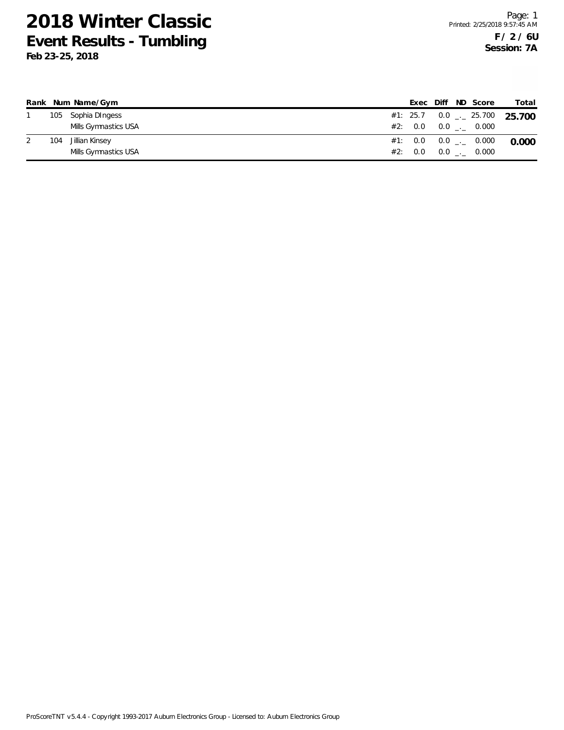# 2018 Winter Classic
## Event Results - Tumbling
**Feb 23-25, 2018**

**F / 2 / 6U**
**Session: 7A**

| Rank | Num | Name/Gym | | Exec | Diff | ND | Score | Total |
|---|---|---|---|---|---|---|---|---|
| 1 | 105 | Sophia DIngess | #1: | 25.7 | 0.0 | _._ | 25.700 | **25.700** |
| | | Mills Gymnastics USA | #2: | 0.0 | 0.0 | _._ | 0.000 | |
| 2 | 104 | Jillian Kinsey | #1: | 0.0 | 0.0 | _._ | 0.000 | **0.000** |
| | | Mills Gymnastics USA | #2: | 0.0 | 0.0 | _._ | 0.000 | |

ProScoreTNT v5.4.4 - Copyright 1993-2017 Auburn Electronics Group - Licensed to: Auburn Electronics Group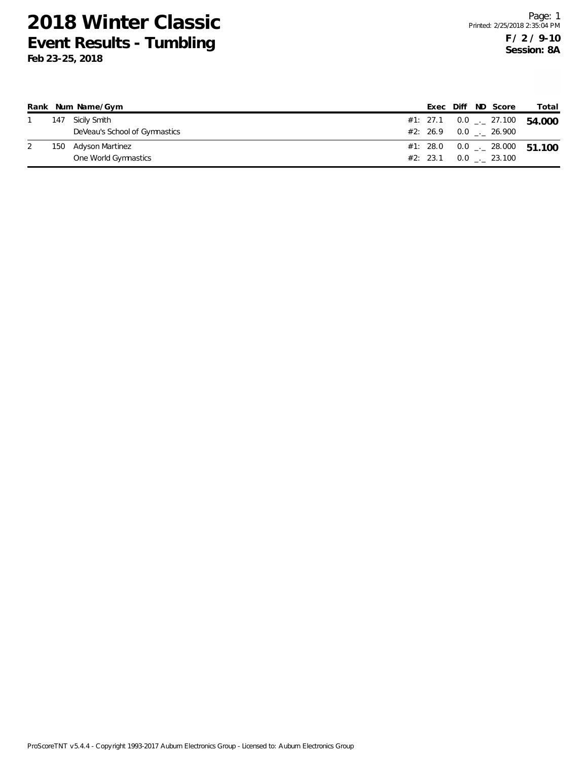# 2018 Winter Classic

## Event Results - Tumbling

**Feb 23-25, 2018**

**F / 2 / 9-10**
**Session: 8A**

| Rank | Num | Name/Gym | | Exec | Diff | ND | Score | Total |
|---|---|---|---|---|---|---|---|---|
| 1 | 147 | Sicily Smith | #1: | 27.1 | 0.0 | _._ | 27.100 | **54.000** |
| | | DeVeau's School of Gymnastics | #2: | 26.9 | 0.0 | _._ | 26.900 | |
| 2 | 150 | Adyson Martinez | #1: | 28.0 | 0.0 | _._ | 28.000 | **51.100** |
| | | One World Gymnastics | #2: | 23.1 | 0.0 | _._ | 23.100 | |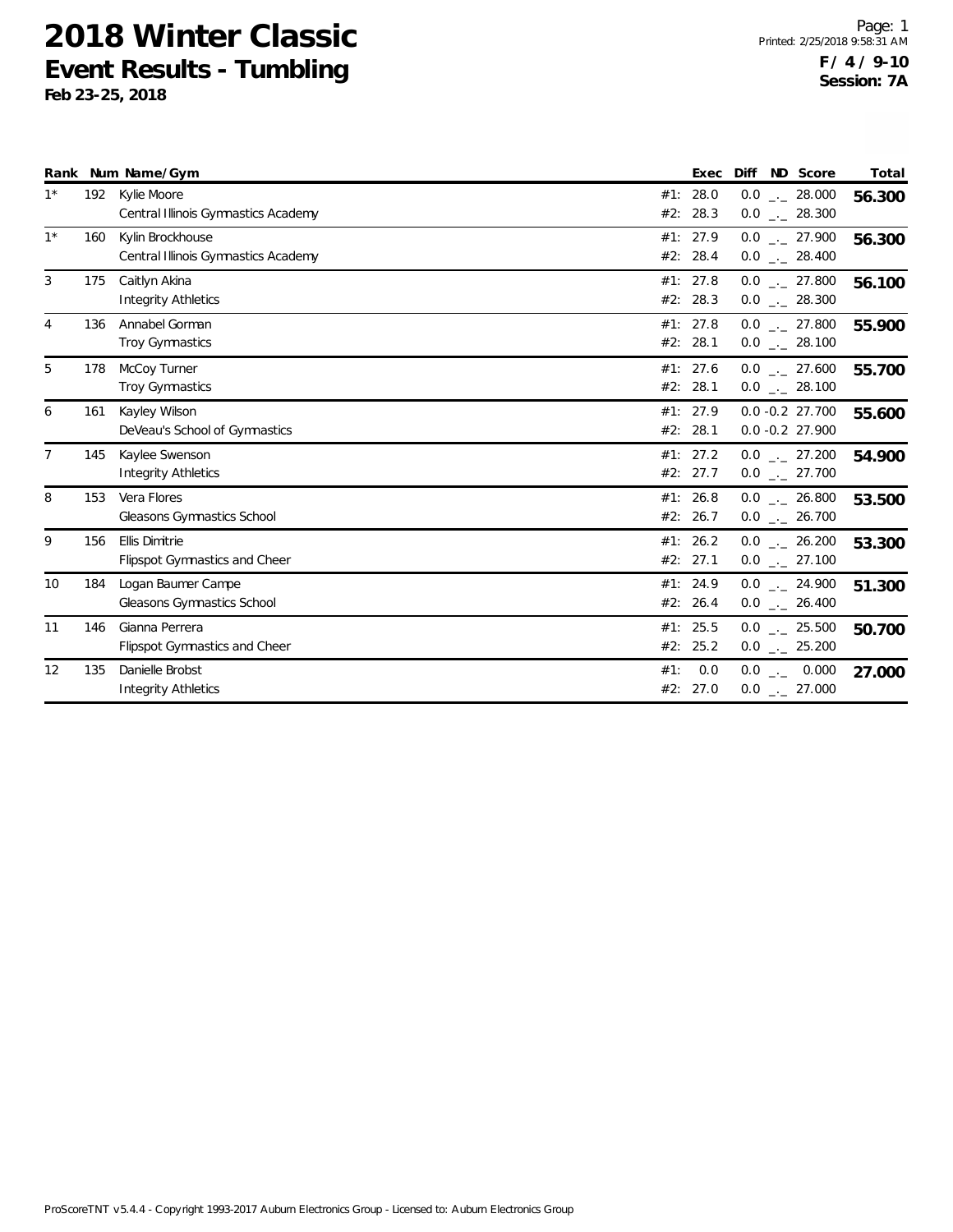# 2018 Winter Classic

## Event Results - Tumbling

**Feb 23-25, 2018**

**F / 4 / 9-10**
**Session: 7A**

| Rank | Num | Name/Gym | | Exec | Diff | ND | Score | Total |
|---|---|---|---|---|---|---|---|---|
| 1* | 192 | Kylie Moore | #1: | 28.0 | 0.0 | _._ | 28.000 | **56.300** |
| | | Central Illinois Gymnastics Academy | #2: | 28.3 | 0.0 | _._ | 28.300 | |
| 1* | 160 | Kylin Brockhouse | #1: | 27.9 | 0.0 | _._ | 27.900 | **56.300** |
| | | Central Illinois Gymnastics Academy | #2: | 28.4 | 0.0 | _._ | 28.400 | |
| 3 | 175 | Caitlyn Akina | #1: | 27.8 | 0.0 | _._ | 27.800 | **56.100** |
| | | Integrity Athletics | #2: | 28.3 | 0.0 | _._ | 28.300 | |
| 4 | 136 | Annabel Gorman | #1: | 27.8 | 0.0 | _._ | 27.800 | **55.900** |
| | | Troy Gymnastics | #2: | 28.1 | 0.0 | _._ | 28.100 | |
| 5 | 178 | McCoy Turner | #1: | 27.6 | 0.0 | _._ | 27.600 | **55.700** |
| | | Troy Gymnastics | #2: | 28.1 | 0.0 | _._ | 28.100 | |
| 6 | 161 | Kayley Wilson | #1: | 27.9 | 0.0 | -0.2 | 27.700 | **55.600** |
| | | DeVeau's School of Gymnastics | #2: | 28.1 | 0.0 | -0.2 | 27.900 | |
| 7 | 145 | Kaylee Swenson | #1: | 27.2 | 0.0 | _._ | 27.200 | **54.900** |
| | | Integrity Athletics | #2: | 27.7 | 0.0 | _._ | 27.700 | |
| 8 | 153 | Vera Flores | #1: | 26.8 | 0.0 | _._ | 26.800 | **53.500** |
| | | Gleasons Gymnastics School | #2: | 26.7 | 0.0 | _._ | 26.700 | |
| 9 | 156 | Ellis Dimitrie | #1: | 26.2 | 0.0 | _._ | 26.200 | **53.300** |
| | | Flipspot Gymnastics and Cheer | #2: | 27.1 | 0.0 | _._ | 27.100 | |
| 10 | 184 | Logan Baumer Campe | #1: | 24.9 | 0.0 | _._ | 24.900 | **51.300** |
| | | Gleasons Gymnastics School | #2: | 26.4 | 0.0 | _._ | 26.400 | |
| 11 | 146 | Gianna Perrera | #1: | 25.5 | 0.0 | _._ | 25.500 | **50.700** |
| | | Flipspot Gymnastics and Cheer | #2: | 25.2 | 0.0 | _._ | 25.200 | |
| 12 | 135 | Danielle Brobst | #1: | 0.0 | 0.0 | _._ | 0.000 | **27.000** |
| | | Integrity Athletics | #2: | 27.0 | 0.0 | _._ | 27.000 | |

ProScoreTNT v5.4.4 - Copyright 1993-2017 Auburn Electronics Group - Licensed to: Auburn Electronics Group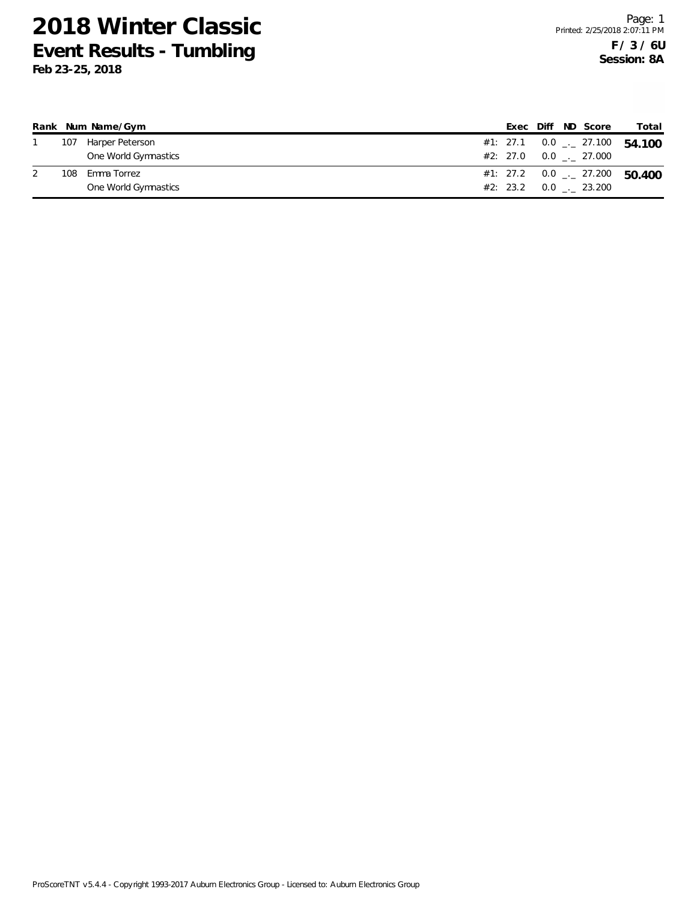# 2018 Winter Classic

## Event Results - Tumbling

**Feb 23-25, 2018**

Page: 1
Printed: 2/25/2018 2:07:11 PM

**F / 3 / 6U**
**Session: 8A**

| Rank | Num | Name/Gym | | Exec | Diff | ND | Score | Total |
|---|---|---|---|---|---|---|---|---|
| 1 | 107 | Harper Peterson | #1: | 27.1 | 0.0 | _._ | 27.100 | **54.100** |
| | | One World Gymnastics | #2: | 27.0 | 0.0 | _._ | 27.000 | |
| 2 | 108 | Emma Torrez | #1: | 27.2 | 0.0 | _._ | 27.200 | **50.400** |
| | | One World Gymnastics | #2: | 23.2 | 0.0 | _._ | 23.200 | |

ProScoreTNT v5.4.4 - Copyright 1993-2017 Auburn Electronics Group - Licensed to: Auburn Electronics Group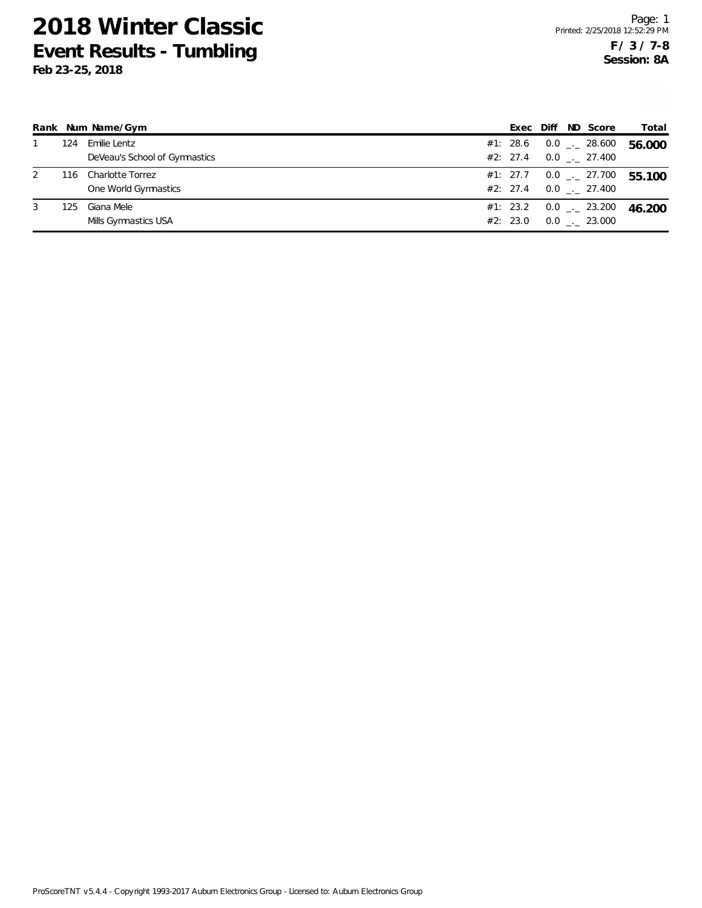# 2018 Winter Classic
## Event Results - Tumbling
**Feb 23-25, 2018**

**F / 3 / 7-8**
**Session: 8A**

| Rank | Num | Name/Gym | Exec | Diff | ND | Score | Total |
|---|---|---|---|---|---|---|---|
| 1 | 124 | Emilie Lentz | #1: 28.6 | 0.0 | _._ | 28.600 | **56.000** |
| | | DeVeau's School of Gymnastics | #2: 27.4 | 0.0 | _._ | 27.400 | |
| 2 | 116 | Charlotte Torrez | #1: 27.7 | 0.0 | _._ | 27.700 | **55.100** |
| | | One World Gymnastics | #2: 27.4 | 0.0 | _._ | 27.400 | |
| 3 | 125 | Giana Mele | #1: 23.2 | 0.0 | _._ | 23.200 | **46.200** |
| | | Mills Gymnastics USA | #2: 23.0 | 0.0 | _._ | 23.000 | |

ProScoreTNT v5.4.4 - Copyright 1993-2017 Auburn Electronics Group - Licensed to: Auburn Electronics Group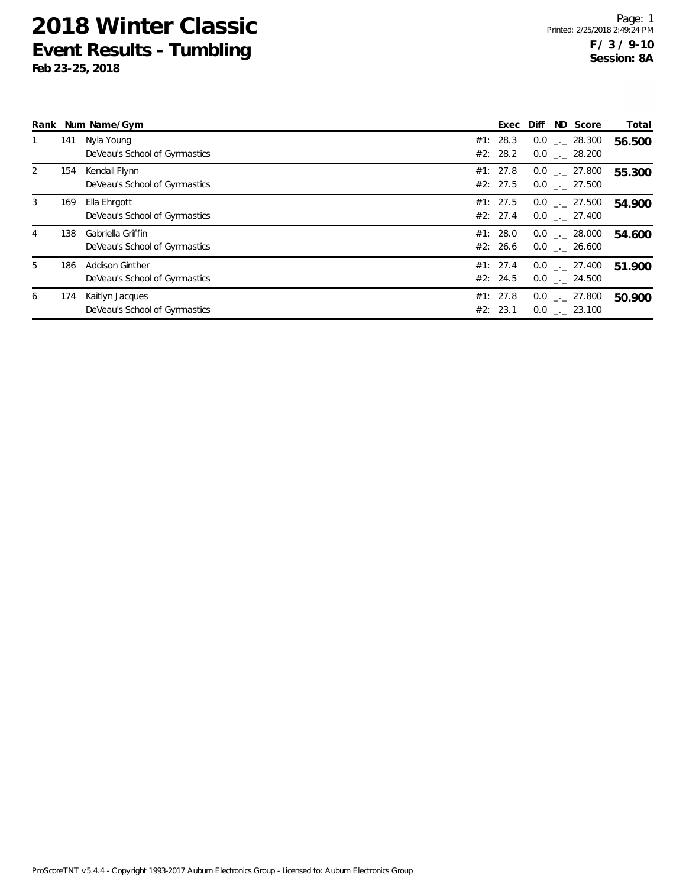# 2018 Winter Classic

## Event Results - Tumbling

**Feb 23-25, 2018**

**F / 3 / 9-10**
**Session: 8A**

| Rank | Num | Name/Gym | Exec | Diff | ND | Score | Total |
|---|---|---|---|---|---|---|---|
| 1 | 141 | Nyla Young | #1: 28.3 | 0.0 | _._ | 28.300 | **56.500** |
| | | DeVeau's School of Gymnastics | #2: 28.2 | 0.0 | _._ | 28.200 | |
| 2 | 154 | Kendall Flynn | #1: 27.8 | 0.0 | _._ | 27.800 | **55.300** |
| | | DeVeau's School of Gymnastics | #2: 27.5 | 0.0 | _._ | 27.500 | |
| 3 | 169 | Ella Ehrgott | #1: 27.5 | 0.0 | _._ | 27.500 | **54.900** |
| | | DeVeau's School of Gymnastics | #2: 27.4 | 0.0 | _._ | 27.400 | |
| 4 | 138 | Gabriella Griffin | #1: 28.0 | 0.0 | _._ | 28.000 | **54.600** |
| | | DeVeau's School of Gymnastics | #2: 26.6 | 0.0 | _._ | 26.600 | |
| 5 | 186 | Addison Ginther | #1: 27.4 | 0.0 | _._ | 27.400 | **51.900** |
| | | DeVeau's School of Gymnastics | #2: 24.5 | 0.0 | _._ | 24.500 | |
| 6 | 174 | Kaitlyn Jacques | #1: 27.8 | 0.0 | _._ | 27.800 | **50.900** |
| | | DeVeau's School of Gymnastics | #2: 23.1 | 0.0 | _._ | 23.100 | |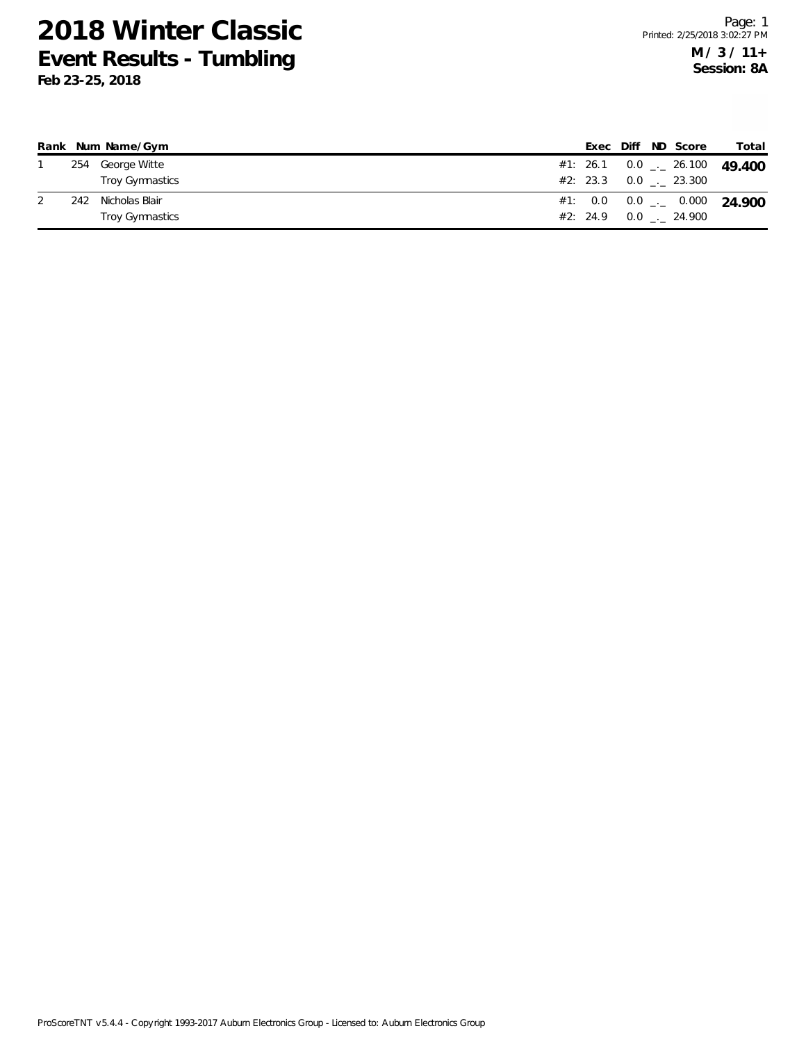# 2018 Winter Classic
## Event Results - Tumbling
**Feb 23-25, 2018**

**M / 3 / 11+**
**Session: 8A**

| Rank | Num | Name/Gym | | Exec | Diff | ND | Score | Total |
|---|---|---|---|---|---|---|---|---|
| 1 | 254 | George Witte | #1: | 26.1 | 0.0 | _._ | 26.100 | **49.400** |
| | | Troy Gymnastics | #2: | 23.3 | 0.0 | _._ | 23.300 | |
| 2 | 242 | Nicholas Blair | #1: | 0.0 | 0.0 | _._ | 0.000 | **24.900** |
| | | Troy Gymnastics | #2: | 24.9 | 0.0 | _._ | 24.900 | |

ProScoreTNT v5.4.4 - Copyright 1993-2017 Auburn Electronics Group - Licensed to: Auburn Electronics Group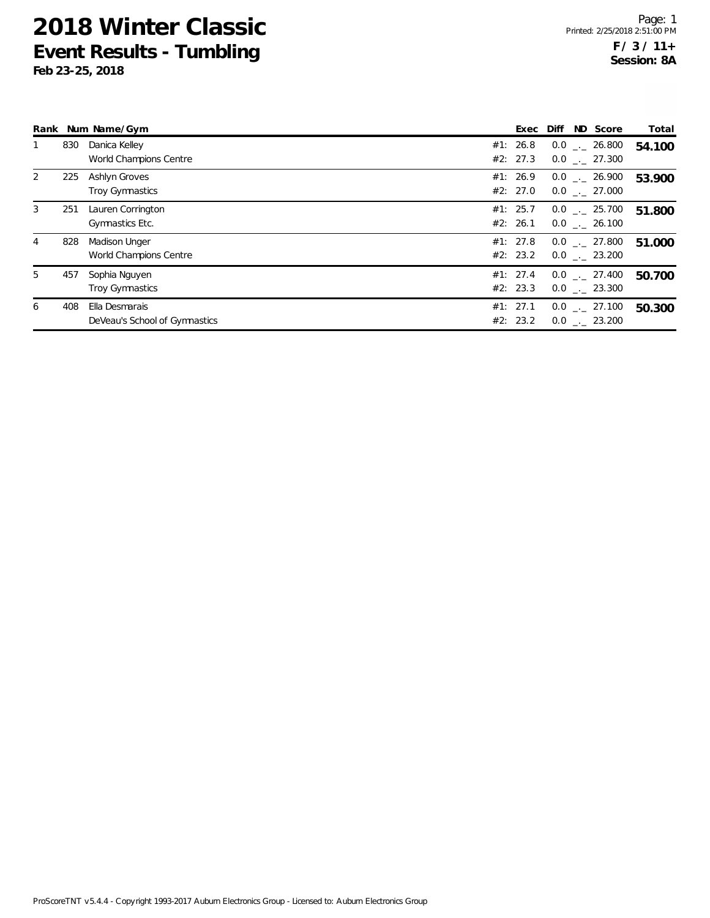# 2018 Winter Classic

## Event Results - Tumbling

**Feb 23-25, 2018**

Page: 1
Printed: 2/25/2018 2:51:00 PM

**F / 3 / 11+**
**Session: 8A**

| Rank | Num | Name/Gym | Exec | Diff | ND | Score | Total |
|---|---|---|---|---|---|---|---|
| 1 | 830 | Danica Kelley | #1: 26.8 | 0.0 | _._ | 26.800 | **54.100** |
| | | World Champions Centre | #2: 27.3 | 0.0 | _._ | 27.300 | |
| 2 | 225 | Ashlyn Groves | #1: 26.9 | 0.0 | _._ | 26.900 | **53.900** |
| | | Troy Gymnastics | #2: 27.0 | 0.0 | _._ | 27.000 | |
| 3 | 251 | Lauren Corrington | #1: 25.7 | 0.0 | _._ | 25.700 | **51.800** |
| | | Gymnastics Etc. | #2: 26.1 | 0.0 | _._ | 26.100 | |
| 4 | 828 | Madison Unger | #1: 27.8 | 0.0 | _._ | 27.800 | **51.000** |
| | | World Champions Centre | #2: 23.2 | 0.0 | _._ | 23.200 | |
| 5 | 457 | Sophia Nguyen | #1: 27.4 | 0.0 | _._ | 27.400 | **50.700** |
| | | Troy Gymnastics | #2: 23.3 | 0.0 | _._ | 23.300 | |
| 6 | 408 | Ella Desmarais | #1: 27.1 | 0.0 | _._ | 27.100 | **50.300** |
| | | DeVeau's School of Gymnastics | #2: 23.2 | 0.0 | _._ | 23.200 | |

ProScoreTNT v5.4.4 - Copyright 1993-2017 Auburn Electronics Group - Licensed to: Auburn Electronics Group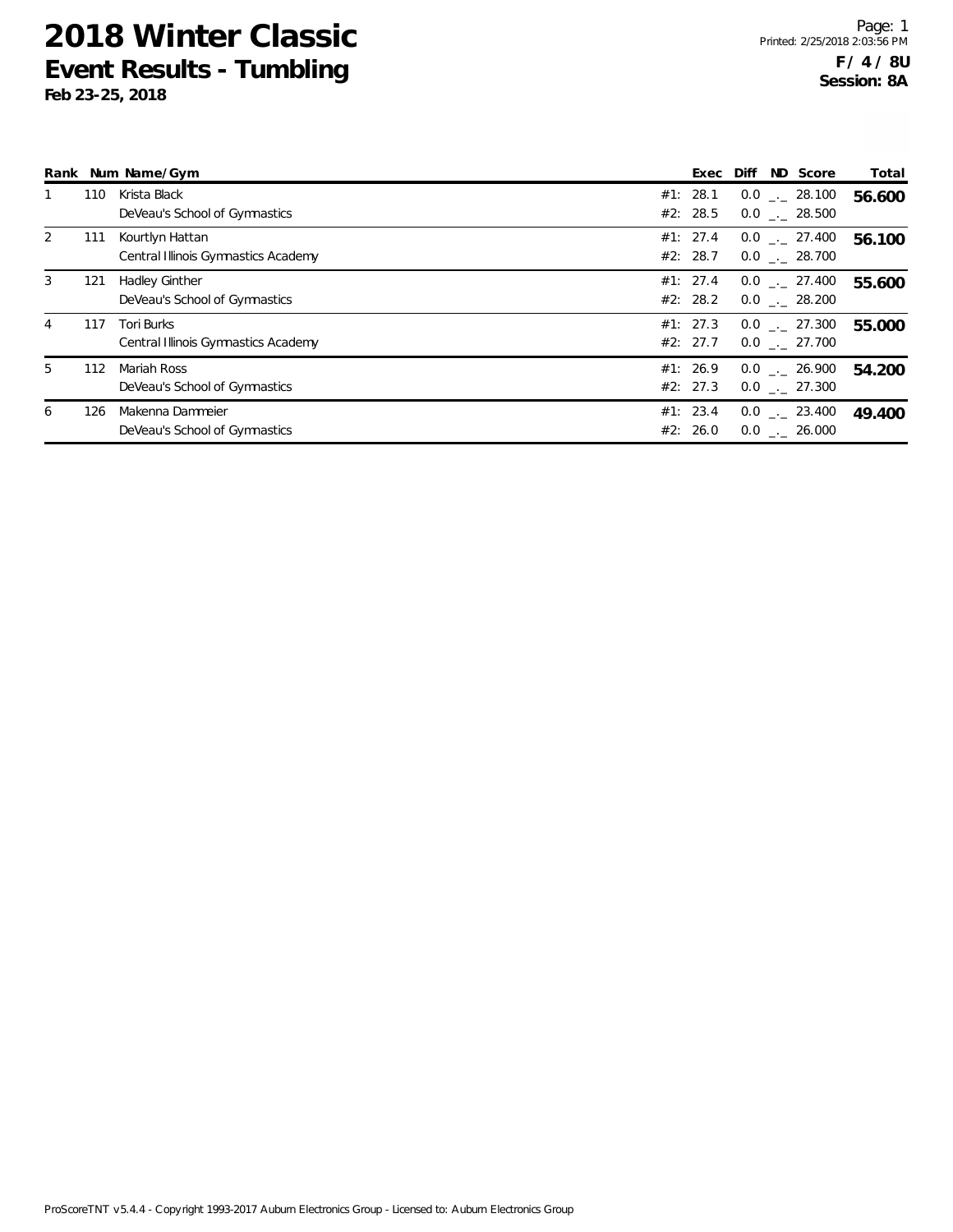# 2018 Winter Classic

## Event Results - Tumbling

**Feb 23-25, 2018**

**F / 4 / 8U**
**Session: 8A**

| Rank | Num | Name/Gym | | Exec | Diff | ND | Score | Total |
|---|---|---|---|---|---|---|---|---|
| 1 | 110 | Krista Black | #1: | 28.1 | 0.0 | _._ | 28.100 | **56.600** |
| | | DeVeau's School of Gymnastics | #2: | 28.5 | 0.0 | _._ | 28.500 | |
| 2 | 111 | Kourtlyn Hattan | #1: | 27.4 | 0.0 | _._ | 27.400 | **56.100** |
| | | Central Illinois Gymnastics Academy | #2: | 28.7 | 0.0 | _._ | 28.700 | |
| 3 | 121 | Hadley Ginther | #1: | 27.4 | 0.0 | _._ | 27.400 | **55.600** |
| | | DeVeau's School of Gymnastics | #2: | 28.2 | 0.0 | _._ | 28.200 | |
| 4 | 117 | Tori Burks | #1: | 27.3 | 0.0 | _._ | 27.300 | **55.000** |
| | | Central Illinois Gymnastics Academy | #2: | 27.7 | 0.0 | _._ | 27.700 | |
| 5 | 112 | Mariah Ross | #1: | 26.9 | 0.0 | _._ | 26.900 | **54.200** |
| | | DeVeau's School of Gymnastics | #2: | 27.3 | 0.0 | _._ | 27.300 | |
| 6 | 126 | Makenna Dammeier | #1: | 23.4 | 0.0 | _._ | 23.400 | **49.400** |
| | | DeVeau's School of Gymnastics | #2: | 26.0 | 0.0 | _._ | 26.000 | |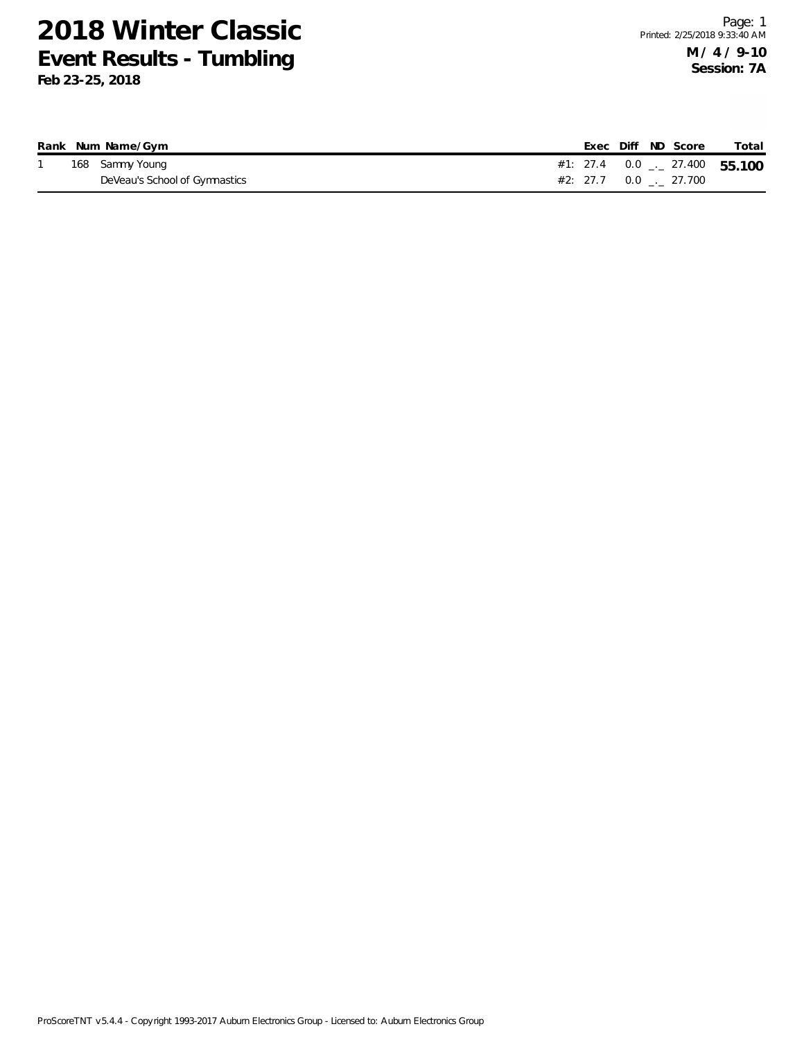# 2018 Winter Classic

## Event Results - Tumbling

**Feb 23-25, 2018**

**M / 4 / 9-10**
**Session: 7A**

| Rank | Num | Name/Gym | | Exec | Diff | ND | Score | Total |
|---|---|---|---|---|---|---|---|---|
| 1 | 168 | Sammy Young | #1: | 27.4 | 0.0 | _._ | 27.400 | **55.100** |
| | | DeVeau's School of Gymnastics | #2: | 27.7 | 0.0 | _._ | 27.700 | |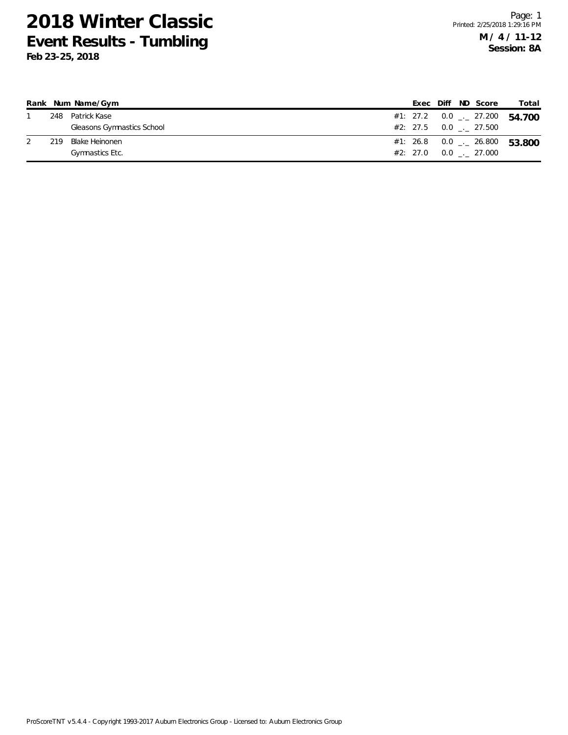# 2018 Winter Classic
## Event Results - Tumbling
**Feb 23-25, 2018**

**M / 4 / 11-12**
**Session: 8A**

| Rank | Num | Name/Gym | | Exec | Diff | ND | Score | Total |
|---|---|---|---|---|---|---|---|---|
| 1 | 248 | Patrick Kase | #1: | 27.2 | 0.0 | _._ | 27.200 | **54.700** |
| | | Gleasons Gymnastics School | #2: | 27.5 | 0.0 | _._ | 27.500 | |
| 2 | 219 | Blake Heinonen | #1: | 26.8 | 0.0 | _._ | 26.800 | **53.800** |
| | | Gymnastics Etc. | #2: | 27.0 | 0.0 | _._ | 27.000 | |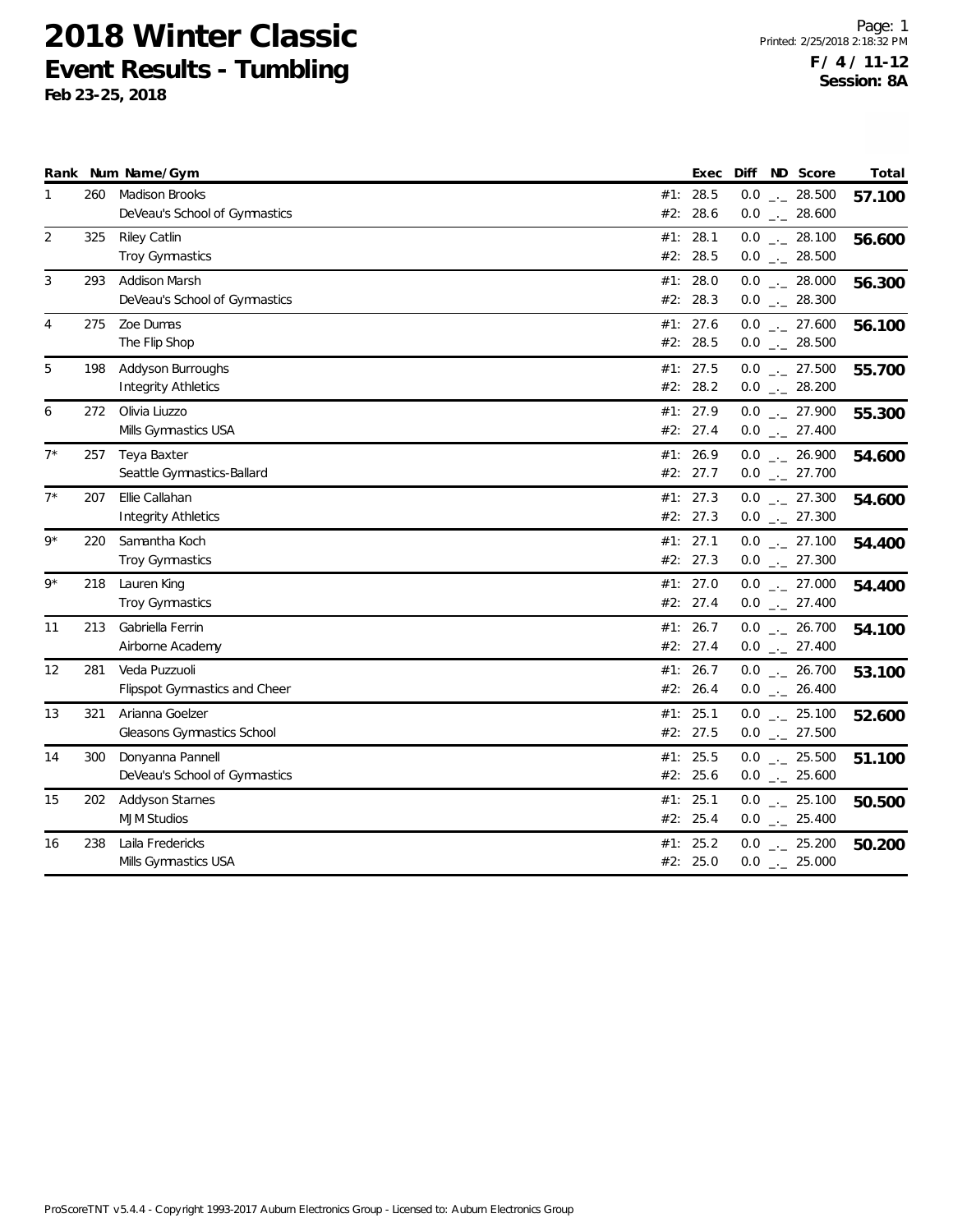# 2018 Winter Classic

## Event Results - Tumbling

**Feb 23-25, 2018**

**F / 4 / 11-12**
**Session: 8A**

| Rank | Num | Name/Gym | | Exec | Diff | ND | Score | Total |
|---|---|---|---|---|---|---|---|---|
| 1 | 260 | Madison Brooks | #1: | 28.5 | 0.0 | _._ | 28.500 | **57.100** |
| | | DeVeau's School of Gymnastics | #2: | 28.6 | 0.0 | _._ | 28.600 | |
| 2 | 325 | Riley Catlin | #1: | 28.1 | 0.0 | _._ | 28.100 | **56.600** |
| | | Troy Gymnastics | #2: | 28.5 | 0.0 | _._ | 28.500 | |
| 3 | 293 | Addison Marsh | #1: | 28.0 | 0.0 | _._ | 28.000 | **56.300** |
| | | DeVeau's School of Gymnastics | #2: | 28.3 | 0.0 | _._ | 28.300 | |
| 4 | 275 | Zoe Dumas | #1: | 27.6 | 0.0 | _._ | 27.600 | **56.100** |
| | | The Flip Shop | #2: | 28.5 | 0.0 | _._ | 28.500 | |
| 5 | 198 | Addyson Burroughs | #1: | 27.5 | 0.0 | _._ | 27.500 | **55.700** |
| | | Integrity Athletics | #2: | 28.2 | 0.0 | _._ | 28.200 | |
| 6 | 272 | Olivia Liuzzo | #1: | 27.9 | 0.0 | _._ | 27.900 | **55.300** |
| | | Mills Gymnastics USA | #2: | 27.4 | 0.0 | _._ | 27.400 | |
| 7* | 257 | Teya Baxter | #1: | 26.9 | 0.0 | _._ | 26.900 | **54.600** |
| | | Seattle Gymnastics-Ballard | #2: | 27.7 | 0.0 | _._ | 27.700 | |
| 7* | 207 | Ellie Callahan | #1: | 27.3 | 0.0 | _._ | 27.300 | **54.600** |
| | | Integrity Athletics | #2: | 27.3 | 0.0 | _._ | 27.300 | |
| 9* | 220 | Samantha Koch | #1: | 27.1 | 0.0 | _._ | 27.100 | **54.400** |
| | | Troy Gymnastics | #2: | 27.3 | 0.0 | _._ | 27.300 | |
| 9* | 218 | Lauren King | #1: | 27.0 | 0.0 | _._ | 27.000 | **54.400** |
| | | Troy Gymnastics | #2: | 27.4 | 0.0 | _._ | 27.400 | |
| 11 | 213 | Gabriella Ferrin | #1: | 26.7 | 0.0 | _._ | 26.700 | **54.100** |
| | | Airborne Academy | #2: | 27.4 | 0.0 | _._ | 27.400 | |
| 12 | 281 | Veda Puzzuoli | #1: | 26.7 | 0.0 | _._ | 26.700 | **53.100** |
| | | Flipspot Gymnastics and Cheer | #2: | 26.4 | 0.0 | _._ | 26.400 | |
| 13 | 321 | Arianna Goelzer | #1: | 25.1 | 0.0 | _._ | 25.100 | **52.600** |
| | | Gleasons Gymnastics School | #2: | 27.5 | 0.0 | _._ | 27.500 | |
| 14 | 300 | Donyanna Pannell | #1: | 25.5 | 0.0 | _._ | 25.500 | **51.100** |
| | | DeVeau's School of Gymnastics | #2: | 25.6 | 0.0 | _._ | 25.600 | |
| 15 | 202 | Addyson Starnes | #1: | 25.1 | 0.0 | _._ | 25.100 | **50.500** |
| | | MJM Studios | #2: | 25.4 | 0.0 | _._ | 25.400 | |
| 16 | 238 | Laila Fredericks | #1: | 25.2 | 0.0 | _._ | 25.200 | **50.200** |
| | | Mills Gymnastics USA | #2: | 25.0 | 0.0 | _._ | 25.000 | |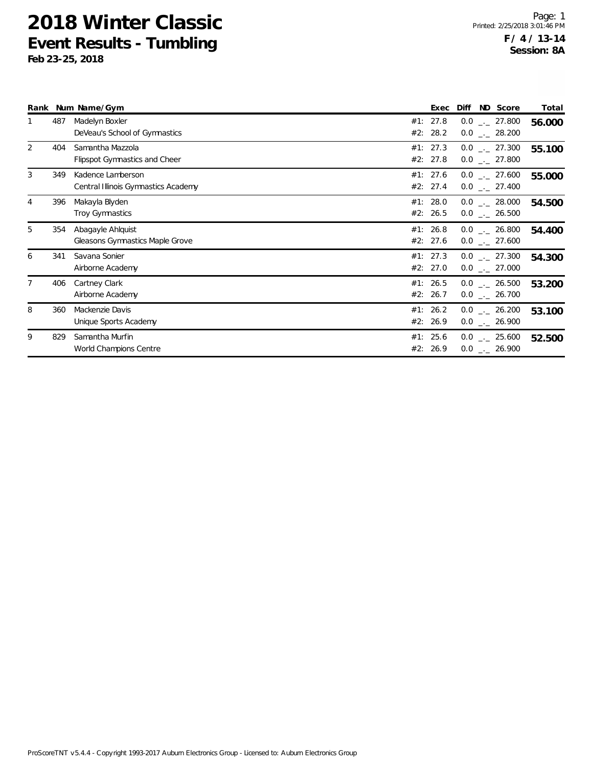# 2018 Winter Classic

## Event Results - Tumbling

**Feb 23-25, 2018**

**F / 4 / 13-14**
**Session: 8A**

| Rank | Num | Name/Gym | Exec | Diff | ND | Score | Total |
|---|---|---|---|---|---|---|---|
| 1 | 487 | Madelyn Boxler | #1: 27.8 | 0.0 | _._ | 27.800 | **56.000** |
| | | DeVeau's School of Gymnastics | #2: 28.2 | 0.0 | _._ | 28.200 | |
| 2 | 404 | Samantha Mazzola | #1: 27.3 | 0.0 | _._ | 27.300 | **55.100** |
| | | Flipspot Gymnastics and Cheer | #2: 27.8 | 0.0 | _._ | 27.800 | |
| 3 | 349 | Kadence Lamberson | #1: 27.6 | 0.0 | _._ | 27.600 | **55.000** |
| | | Central Illinois Gymnastics Academy | #2: 27.4 | 0.0 | _._ | 27.400 | |
| 4 | 396 | Makayla Blyden | #1: 28.0 | 0.0 | _._ | 28.000 | **54.500** |
| | | Troy Gymnastics | #2: 26.5 | 0.0 | _._ | 26.500 | |
| 5 | 354 | Abagayle Ahlquist | #1: 26.8 | 0.0 | _._ | 26.800 | **54.400** |
| | | Gleasons Gymnastics Maple Grove | #2: 27.6 | 0.0 | _._ | 27.600 | |
| 6 | 341 | Savana Sonier | #1: 27.3 | 0.0 | _._ | 27.300 | **54.300** |
| | | Airborne Academy | #2: 27.0 | 0.0 | _._ | 27.000 | |
| 7 | 406 | Cartney Clark | #1: 26.5 | 0.0 | _._ | 26.500 | **53.200** |
| | | Airborne Academy | #2: 26.7 | 0.0 | _._ | 26.700 | |
| 8 | 360 | Mackenzie Davis | #1: 26.2 | 0.0 | _._ | 26.200 | **53.100** |
| | | Unique Sports Academy | #2: 26.9 | 0.0 | _._ | 26.900 | |
| 9 | 829 | Samantha Murfin | #1: 25.6 | 0.0 | _._ | 25.600 | **52.500** |
| | | World Champions Centre | #2: 26.9 | 0.0 | _._ | 26.900 | |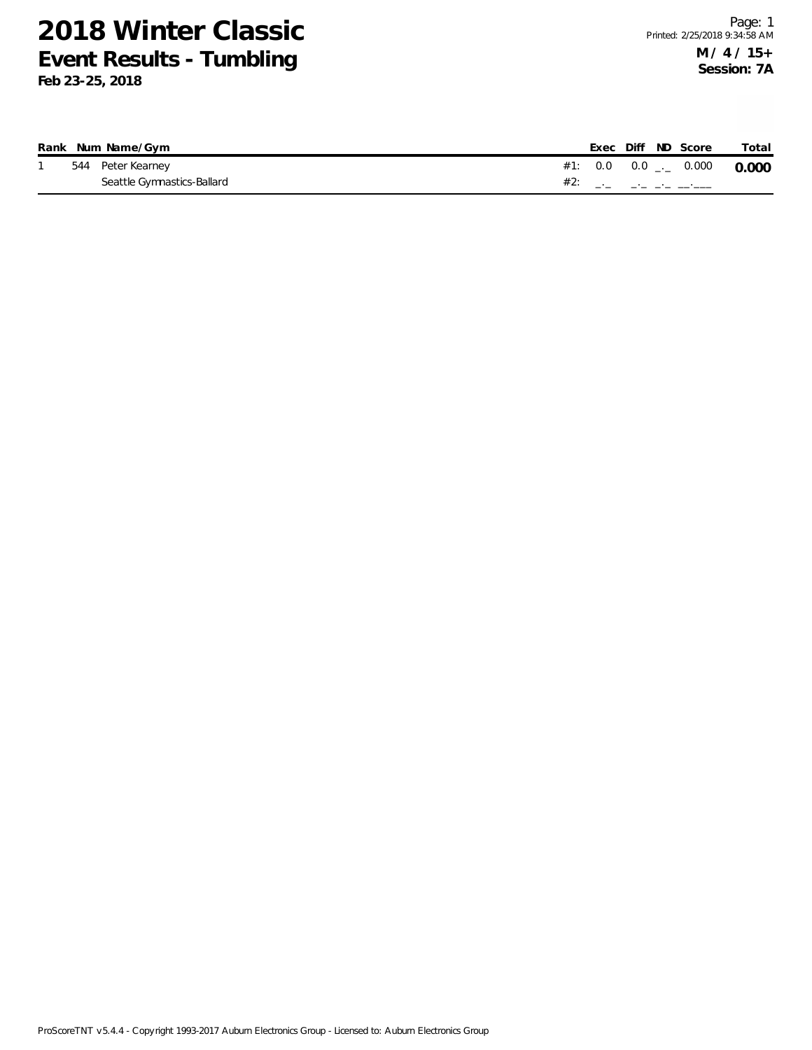# 2018 Winter Classic

## Event Results - Tumbling

**Feb 23-25, 2018**

**M / 4 / 15+**
**Session: 7A**

| Rank | Num | Name/Gym | | Exec | Diff | ND | Score | Total |
|---|---|---|---|---|---|---|---|---|
| 1 | 544 | Peter Kearney | #1: | 0.0 | 0.0 | _._ | 0.000 | **0.000** |
| | | Seattle Gymnastics-Ballard | #2: | _._ | _._ | _._ | __.___ | |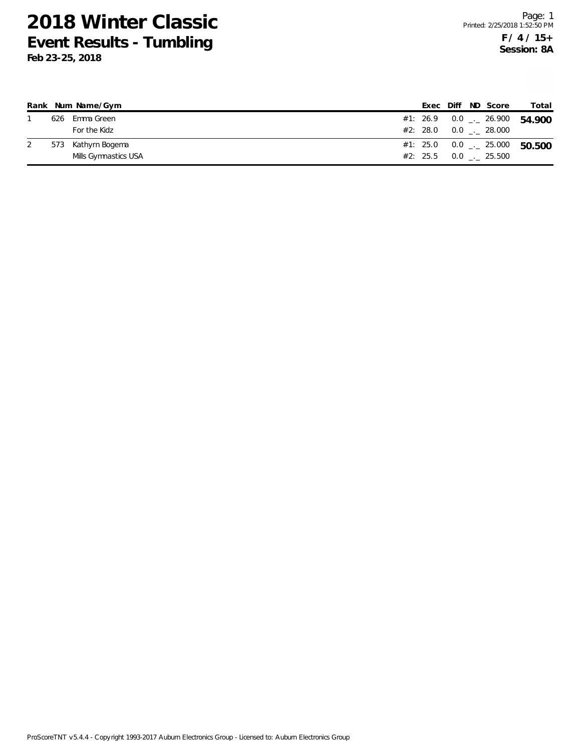# 2018 Winter Classic

## Event Results - Tumbling

**Feb 23-25, 2018**

**F / 4 / 15+**
**Session: 8A**

| Rank | Num | Name/Gym | | Exec | Diff | ND | Score | Total |
|---|---|---|---|---|---|---|---|---|
| 1 | 626 | Emma Green | #1: | 26.9 | 0.0 | _._ | 26.900 | **54.900** |
| | | For the Kidz | #2: | 28.0 | 0.0 | _._ | 28.000 | |
| 2 | 573 | Kathyrn Bogema | #1: | 25.0 | 0.0 | _._ | 25.000 | **50.500** |
| | | Mills Gymnastics USA | #2: | 25.5 | 0.0 | _._ | 25.500 | |